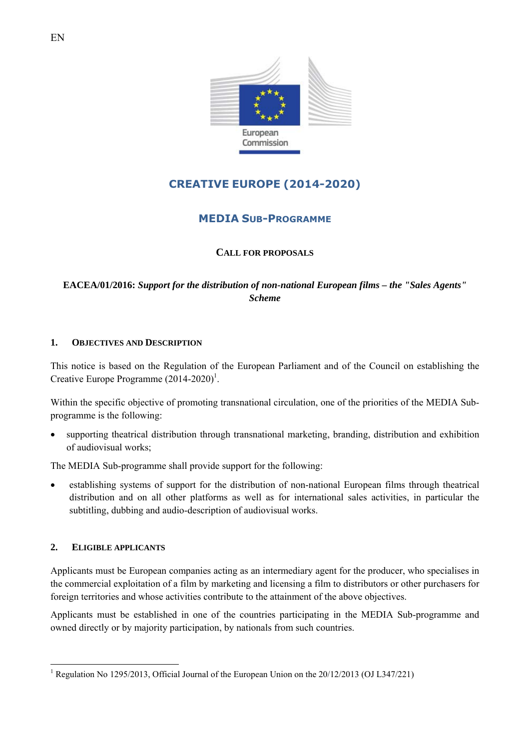EN

European Commission

# CREATIVE EUROPE (2014-2020)

## MEDIA SUB-PROGRAMME

### CALL FOR PROPOSALS

**EACEA/01/2016:** ***Support for the distribution of non-national European films – the "Sales Agents" Scheme***

## 1. OBJECTIVES AND DESCRIPTION

This notice is based on the Regulation of the European Parliament and of the Council on establishing the Creative Europe Programme (2014-2020)[1].

Within the specific objective of promoting transnational circulation, one of the priorities of the MEDIA Sub-programme is the following:

- supporting theatrical distribution through transnational marketing, branding, distribution and exhibition of audiovisual works;

The MEDIA Sub-programme shall provide support for the following:

- establishing systems of support for the distribution of non-national European films through theatrical distribution and on all other platforms as well as for international sales activities, in particular the subtitling, dubbing and audio-description of audiovisual works.

## 2. ELIGIBLE APPLICANTS

Applicants must be European companies acting as an intermediary agent for the producer, who specialises in the commercial exploitation of a film by marketing and licensing a film to distributors or other purchasers for foreign territories and whose activities contribute to the attainment of the above objectives.

Applicants must be established in one of the countries participating in the MEDIA Sub-programme and owned directly or by majority participation, by nationals from such countries.

---

[1] Regulation No 1295/2013, Official Journal of the European Union on the 20/12/2013 (OJ L347/221)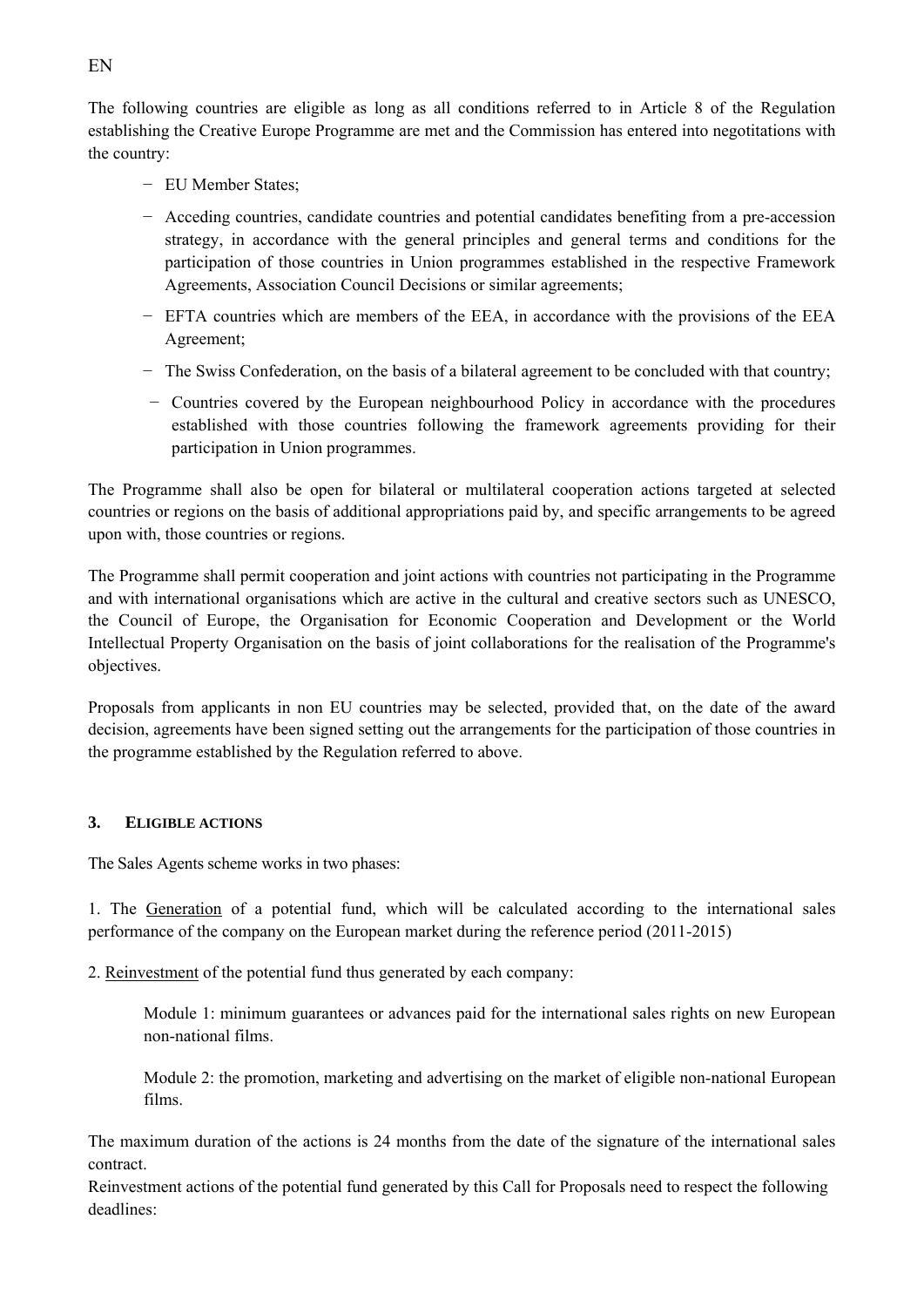The following countries are eligible as long as all conditions referred to in Article 8 of the Regulation establishing the Creative Europe Programme are met and the Commission has entered into negotiations with the country:

- EU Member States;
- Acceding countries, candidate countries and potential candidates benefiting from a pre-accession strategy, in accordance with the general principles and general terms and conditions for the participation of those countries in Union programmes established in the respective Framework Agreements, Association Council Decisions or similar agreements;
- EFTA countries which are members of the EEA, in accordance with the provisions of the EEA Agreement;
- The Swiss Confederation, on the basis of a bilateral agreement to be concluded with that country;
- Countries covered by the European neighbourhood Policy in accordance with the procedures established with those countries following the framework agreements providing for their participation in Union programmes.

The Programme shall also be open for bilateral or multilateral cooperation actions targeted at selected countries or regions on the basis of additional appropriations paid by, and specific arrangements to be agreed upon with, those countries or regions.

The Programme shall permit cooperation and joint actions with countries not participating in the Programme and with international organisations which are active in the cultural and creative sectors such as UNESCO, the Council of Europe, the Organisation for Economic Cooperation and Development or the World Intellectual Property Organisation on the basis of joint collaborations for the realisation of the Programme's objectives.

Proposals from applicants in non EU countries may be selected, provided that, on the date of the award decision, agreements have been signed setting out the arrangements for the participation of those countries in the programme established by the Regulation referred to above.

## 3. ELIGIBLE ACTIONS

The Sales Agents scheme works in two phases:

1. The Generation of a potential fund, which will be calculated according to the international sales performance of the company on the European market during the reference period (2011-2015)

2. Reinvestment of the potential fund thus generated by each company:

Module 1: minimum guarantees or advances paid for the international sales rights on new European non-national films.

Module 2: the promotion, marketing and advertising on the market of eligible non-national European films.

The maximum duration of the actions is 24 months from the date of the signature of the international sales contract.

Reinvestment actions of the potential fund generated by this Call for Proposals need to respect the following deadlines: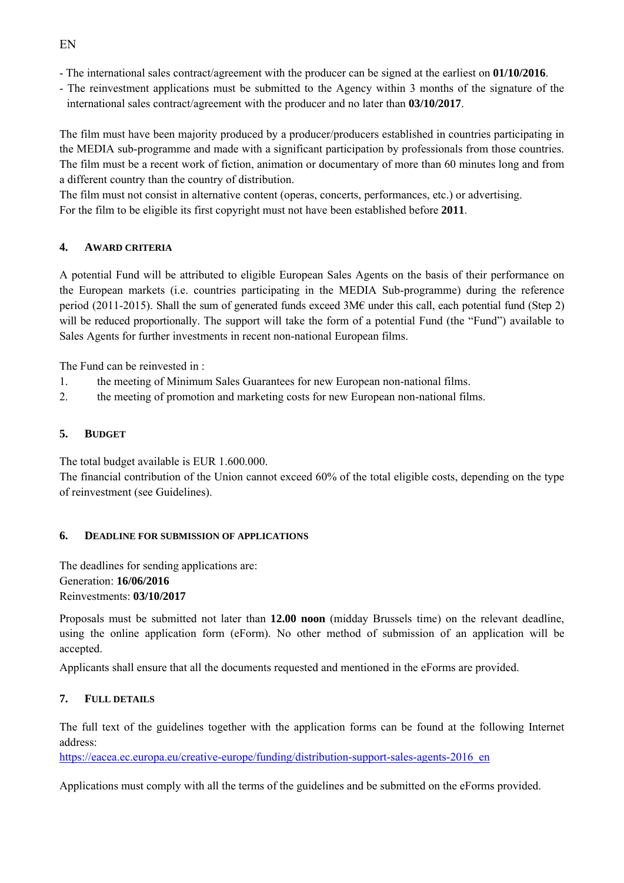EN

- The international sales contract/agreement with the producer can be signed at the earliest on **01/10/2016**.
- The reinvestment applications must be submitted to the Agency within 3 months of the signature of the international sales contract/agreement with the producer and no later than **03/10/2017**.

The film must have been majority produced by a producer/producers established in countries participating in the MEDIA sub-programme and made with a significant participation by professionals from those countries.
The film must be a recent work of fiction, animation or documentary of more than 60 minutes long and from a different country than the country of distribution.
The film must not consist in alternative content (operas, concerts, performances, etc.) or advertising.
For the film to be eligible its first copyright must not have been established before **2011**.

## 4. AWARD CRITERIA

A potential Fund will be attributed to eligible European Sales Agents on the basis of their performance on the European markets (i.e. countries participating in the MEDIA Sub-programme) during the reference period (2011-2015). Shall the sum of generated funds exceed 3M€ under this call, each potential fund (Step 2) will be reduced proportionally. The support will take the form of a potential Fund (the "Fund") available to Sales Agents for further investments in recent non-national European films.

The Fund can be reinvested in :

1. the meeting of Minimum Sales Guarantees for new European non-national films.
2. the meeting of promotion and marketing costs for new European non-national films.

## 5. BUDGET

The total budget available is EUR 1.600.000.
The financial contribution of the Union cannot exceed 60% of the total eligible costs, depending on the type of reinvestment (see Guidelines).

## 6. DEADLINE FOR SUBMISSION OF APPLICATIONS

The deadlines for sending applications are:
Generation: **16/06/2016**
Reinvestments: **03/10/2017**

Proposals must be submitted not later than **12.00 noon** (midday Brussels time) on the relevant deadline, using the online application form (eForm). No other method of submission of an application will be accepted.

Applicants shall ensure that all the documents requested and mentioned in the eForms are provided.

## 7. FULL DETAILS

The full text of the guidelines together with the application forms can be found at the following Internet address:
https://eacea.ec.europa.eu/creative-europe/funding/distribution-support-sales-agents-2016_en

Applications must comply with all the terms of the guidelines and be submitted on the eForms provided.